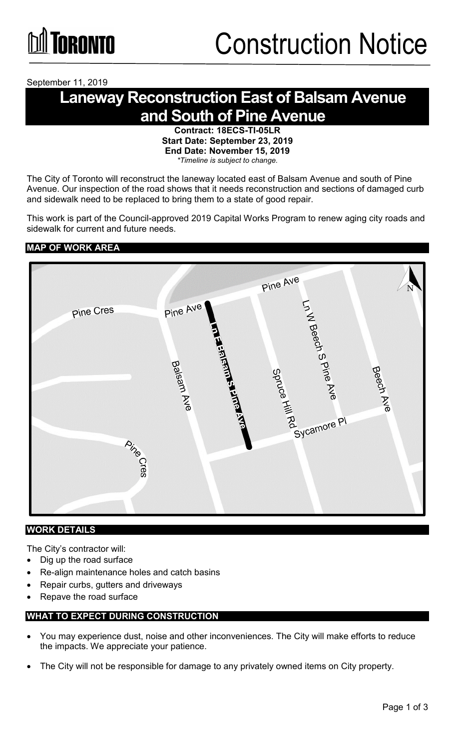# Construction Notice

September 11, 2019

# Laneway Reconstruction East of Balsam Avenue and South of Pine Avenue

**Contract: 18ECS-TI-05LR**
**Start Date: September 23, 2019**
**End Date: November 15, 2019**
*\*Timeline is subject to change.*

The City of Toronto will reconstruct the laneway located east of Balsam Avenue and south of Pine Avenue. Our inspection of the road shows that it needs reconstruction and sections of damaged curb and sidewalk need to be replaced to bring them to a state of good repair.

This work is part of the Council-approved 2019 Capital Works Program to renew aging city roads and sidewalk for current and future needs.

## MAP OF WORK AREA

Pine Ave

Pine Cres

Pine Ave

Ln E Balsam S Pine Ave

Ln W Beech S Pine Ave

Balsam Ave

Spruce Hill Rd

Beech Ave

Sycamore Pl

Pine Cres

N

## WORK DETAILS

The City's contractor will:

- Dig up the road surface
- Re-align maintenance holes and catch basins
- Repair curbs, gutters and driveways
- Repave the road surface

## WHAT TO EXPECT DURING CONSTRUCTION

- You may experience dust, noise and other inconveniences. The City will make efforts to reduce the impacts. We appreciate your patience.
- The City will not be responsible for damage to any privately owned items on City property.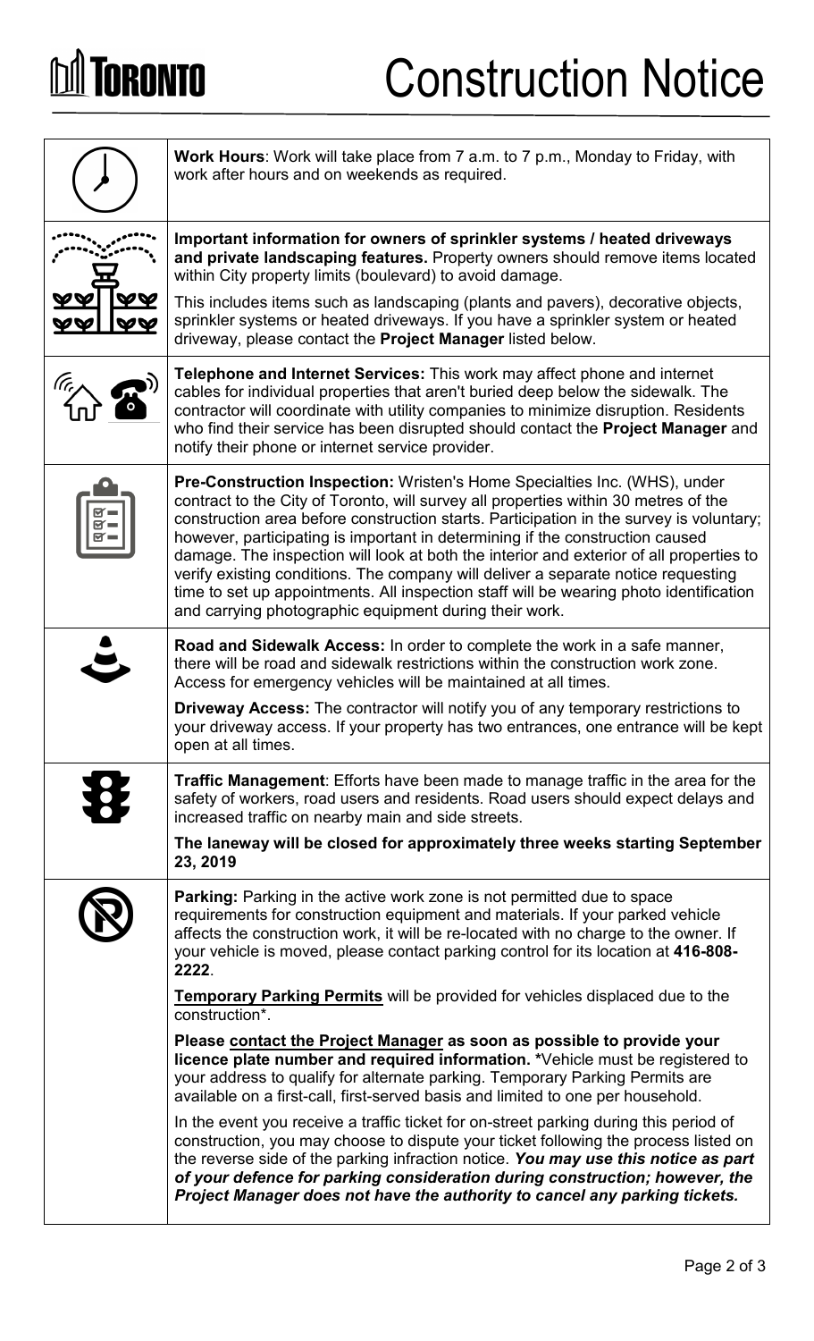# Construction Notice

**Work Hours**: Work will take place from 7 a.m. to 7 p.m., Monday to Friday, with work after hours and on weekends as required.

**Important information for owners of sprinkler systems / heated driveways and private landscaping features.** Property owners should remove items located within City property limits (boulevard) to avoid damage.

This includes items such as landscaping (plants and pavers), decorative objects, sprinkler systems or heated driveways. If you have a sprinkler system or heated driveway, please contact the **Project Manager** listed below.

**Telephone and Internet Services:** This work may affect phone and internet cables for individual properties that aren't buried deep below the sidewalk. The contractor will coordinate with utility companies to minimize disruption. Residents who find their service has been disrupted should contact the **Project Manager** and notify their phone or internet service provider.

**Pre-Construction Inspection:** Wristen's Home Specialties Inc. (WHS), under contract to the City of Toronto, will survey all properties within 30 metres of the construction area before construction starts. Participation in the survey is voluntary; however, participating is important in determining if the construction caused damage. The inspection will look at both the interior and exterior of all properties to verify existing conditions. The company will deliver a separate notice requesting time to set up appointments. All inspection staff will be wearing photo identification and carrying photographic equipment during their work.

**Road and Sidewalk Access:** In order to complete the work in a safe manner, there will be road and sidewalk restrictions within the construction work zone. Access for emergency vehicles will be maintained at all times.

**Driveway Access:** The contractor will notify you of any temporary restrictions to your driveway access. If your property has two entrances, one entrance will be kept open at all times.

**Traffic Management**: Efforts have been made to manage traffic in the area for the safety of workers, road users and residents. Road users should expect delays and increased traffic on nearby main and side streets.

**The laneway will be closed for approximately three weeks starting September 23, 2019**

**Parking:** Parking in the active work zone is not permitted due to space requirements for construction equipment and materials. If your parked vehicle affects the construction work, it will be re-located with no charge to the owner. If your vehicle is moved, please contact parking control for its location at **416-808-2222**.

**Temporary Parking Permits** will be provided for vehicles displaced due to the construction*.

**Please contact the Project Manager as soon as possible to provide your licence plate number and required information.** ***Vehicle must be registered to your address to qualify for alternate parking. Temporary Parking Permits are available on a first-call, first-served basis and limited to one per household.

In the event you receive a traffic ticket for on-street parking during this period of construction, you may choose to dispute your ticket following the process listed on the reverse side of the parking infraction notice. ***You may use this notice as part of your defence for parking consideration during construction; however, the Project Manager does not have the authority to cancel any parking tickets.***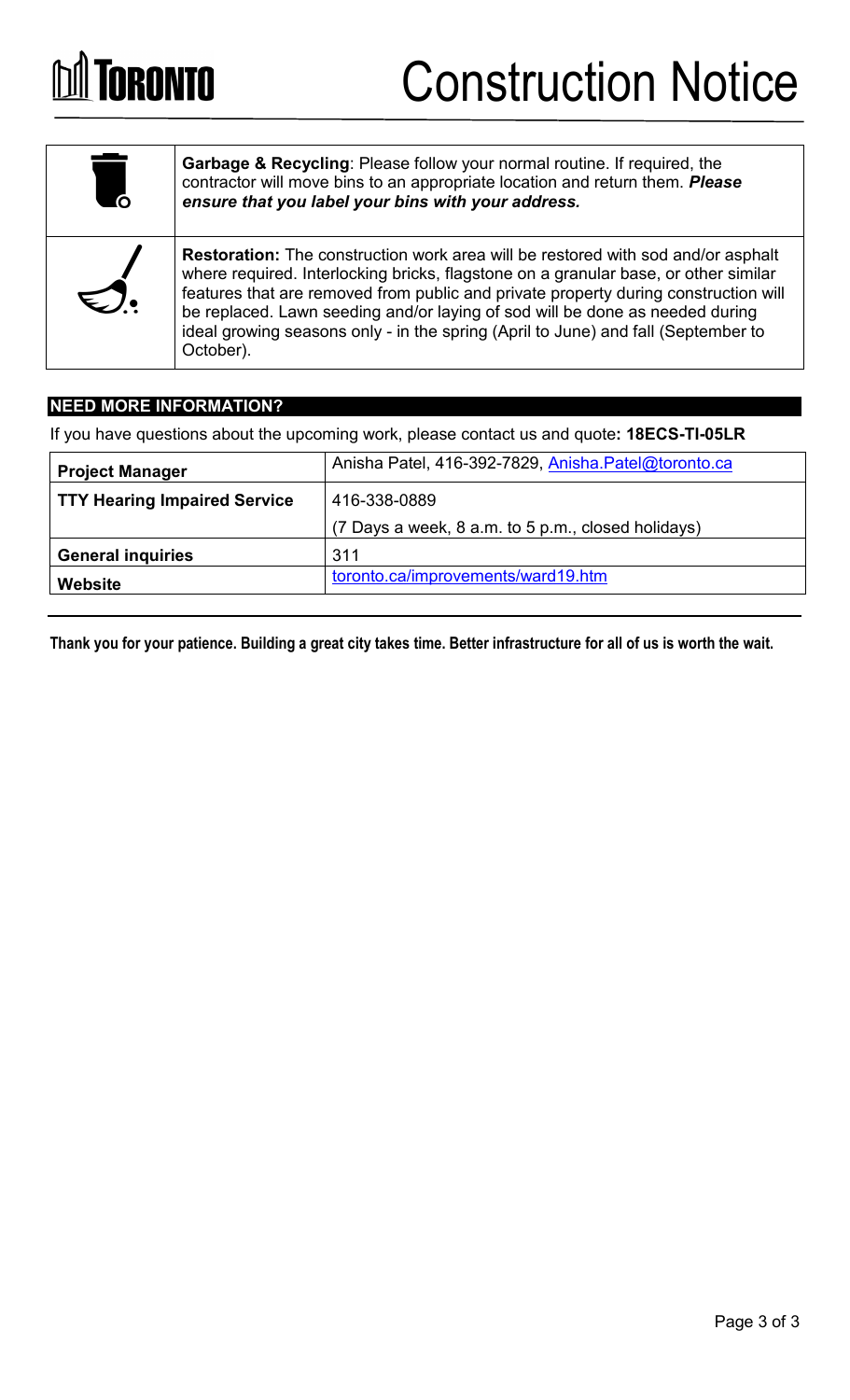# Toronto Construction Notice

| | |
|---|---|
| | **Garbage & Recycling**: Please follow your normal routine. If required, the contractor will move bins to an appropriate location and return them. ***Please ensure that you label your bins with your address.*** |
| | **Restoration:** The construction work area will be restored with sod and/or asphalt where required. Interlocking bricks, flagstone on a granular base, or other similar features that are removed from public and private property during construction will be replaced. Lawn seeding and/or laying of sod will be done as needed during ideal growing seasons only - in the spring (April to June) and fall (September to October). |

## NEED MORE INFORMATION?

If you have questions about the upcoming work, please contact us and quote**: 18ECS-TI-05LR**

| | |
|---|---|
| **Project Manager** | Anisha Patel, 416-392-7829, Anisha.Patel@toronto.ca |
| **TTY Hearing Impaired Service** | 416-338-0889<br>(7 Days a week, 8 a.m. to 5 p.m., closed holidays) |
| **General inquiries** | 311 |
| **Website** | toronto.ca/improvements/ward19.htm |

**Thank you for your patience. Building a great city takes time. Better infrastructure for all of us is worth the wait.**